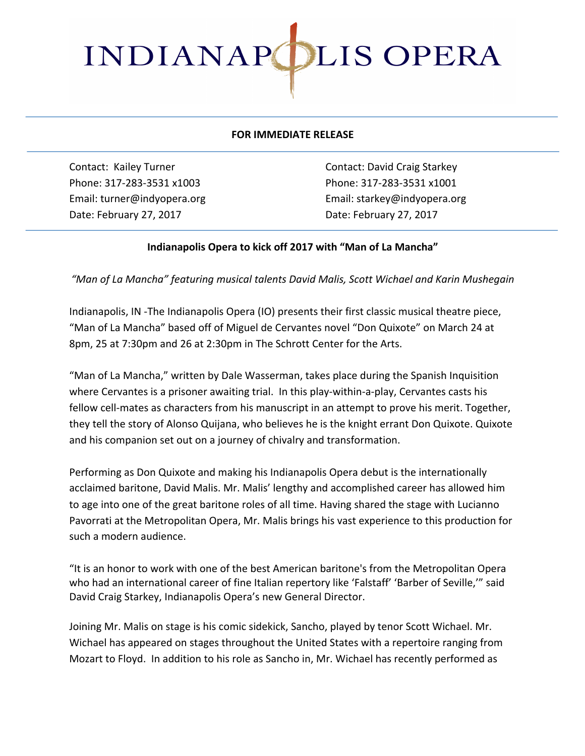# INDIANAPOLIS OPERA

**FOR IMMEDIATE RELEASE**

Contact: Kailey Turner
Phone: 317-283-3531 x1003
Email: turner@indyopera.org
Date: February 27, 2017

Contact: David Craig Starkey
Phone: 317-283-3531 x1001
Email: starkey@indyopera.org
Date: February 27, 2017

**Indianapolis Opera to kick off 2017 with "Man of La Mancha"**

*"Man of La Mancha" featuring musical talents David Malis, Scott Wichael and Karin Mushegain*

Indianapolis, IN -The Indianapolis Opera (IO) presents their first classic musical theatre piece, "Man of La Mancha" based off of Miguel de Cervantes novel "Don Quixote" on March 24 at 8pm, 25 at 7:30pm and 26 at 2:30pm in The Schrott Center for the Arts.

"Man of La Mancha," written by Dale Wasserman, takes place during the Spanish Inquisition where Cervantes is a prisoner awaiting trial. In this play-within-a-play, Cervantes casts his fellow cell-mates as characters from his manuscript in an attempt to prove his merit. Together, they tell the story of Alonso Quijana, who believes he is the knight errant Don Quixote. Quixote and his companion set out on a journey of chivalry and transformation.

Performing as Don Quixote and making his Indianapolis Opera debut is the internationally acclaimed baritone, David Malis. Mr. Malis' lengthy and accomplished career has allowed him to age into one of the great baritone roles of all time. Having shared the stage with Lucianno Pavorrati at the Metropolitan Opera, Mr. Malis brings his vast experience to this production for such a modern audience.

"It is an honor to work with one of the best American baritone's from the Metropolitan Opera who had an international career of fine Italian repertory like 'Falstaff' 'Barber of Seville,'" said David Craig Starkey, Indianapolis Opera's new General Director.

Joining Mr. Malis on stage is his comic sidekick, Sancho, played by tenor Scott Wichael. Mr. Wichael has appeared on stages throughout the United States with a repertoire ranging from Mozart to Floyd. In addition to his role as Sancho in, Mr. Wichael has recently performed as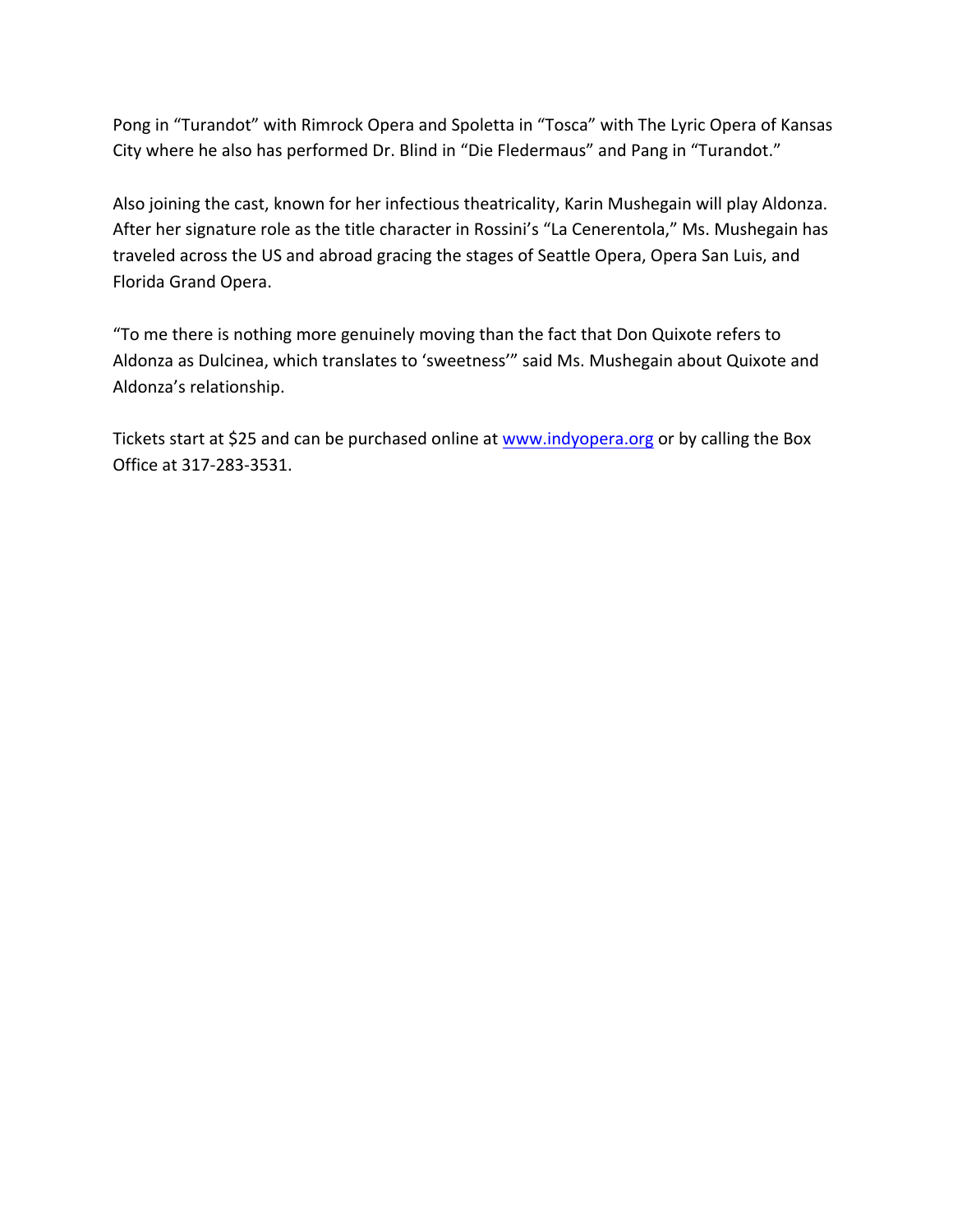Pong in "Turandot" with Rimrock Opera and Spoletta in "Tosca" with The Lyric Opera of Kansas City where he also has performed Dr. Blind in "Die Fledermaus" and Pang in "Turandot."

Also joining the cast, known for her infectious theatricality, Karin Mushegain will play Aldonza. After her signature role as the title character in Rossini's "La Cenerentola," Ms. Mushegain has traveled across the US and abroad gracing the stages of Seattle Opera, Opera San Luis, and Florida Grand Opera.

"To me there is nothing more genuinely moving than the fact that Don Quixote refers to Aldonza as Dulcinea, which translates to 'sweetness'" said Ms. Mushegain about Quixote and Aldonza's relationship.

Tickets start at $25 and can be purchased online at [www.indyopera.org](http://www.indyopera.org) or by calling the Box Office at 317-283-3531.